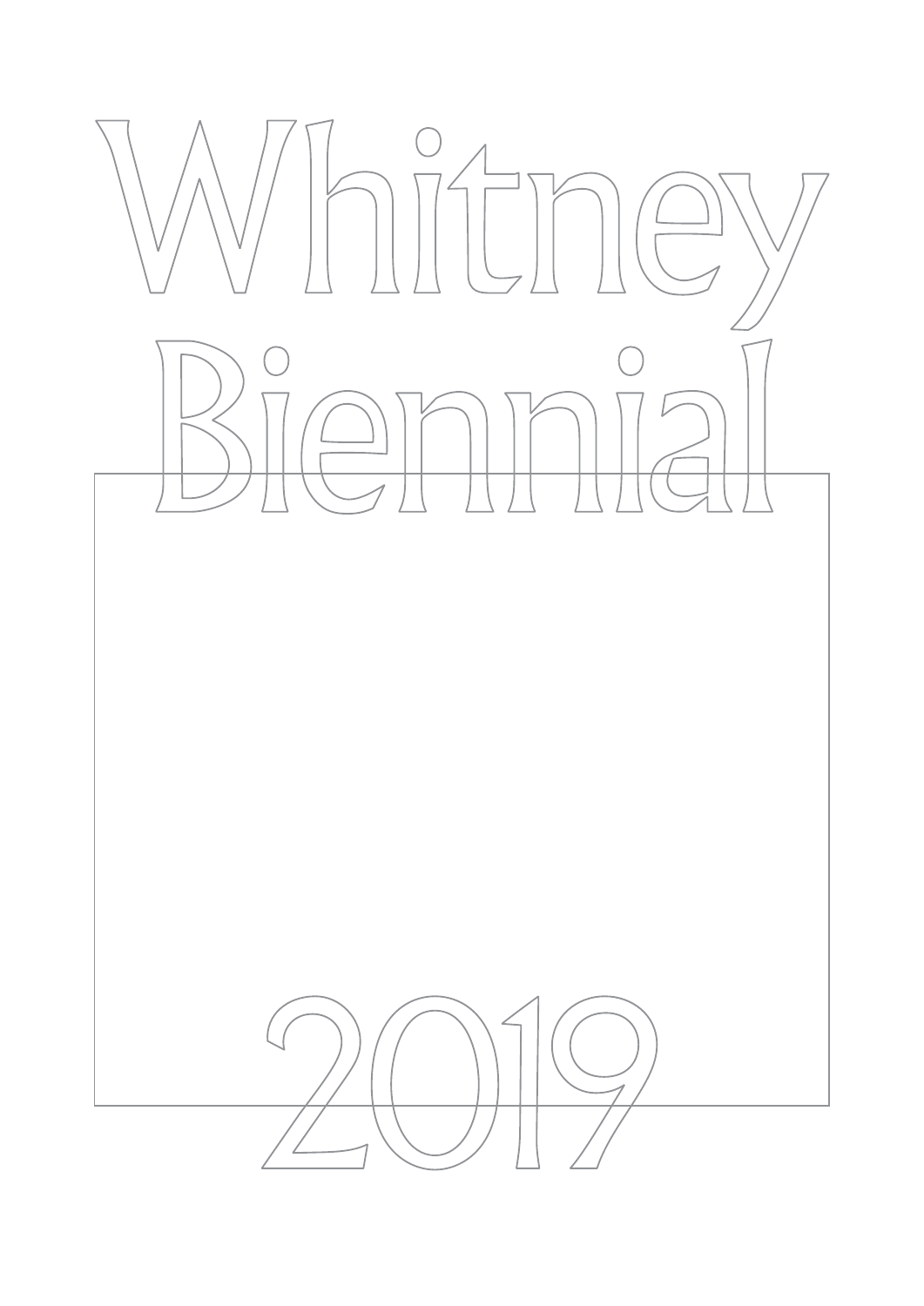# Whitney Biennial

# 2019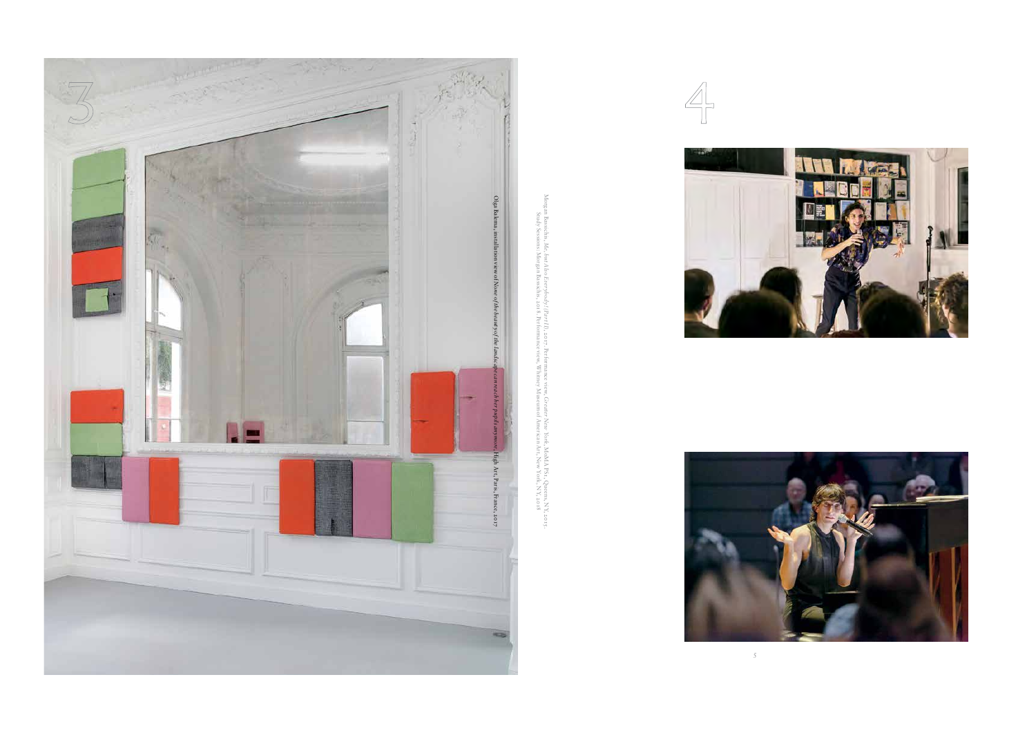3

Olga Balema, installation view of *None of the beasts of the lands are connected her pupils anymore*, High Art, Paris, France, 2017

4

Morgan Bassichis, *Me, but Also Everybody! (Part II)*, 2017. Performance view, *Greater New York*, MoMA PS1, Queens, N.Y., 2015.
Study Sessions: Morgan Bassichis, 2018. Performance view, Whitney Museum of American Art, New York, N.Y., 2018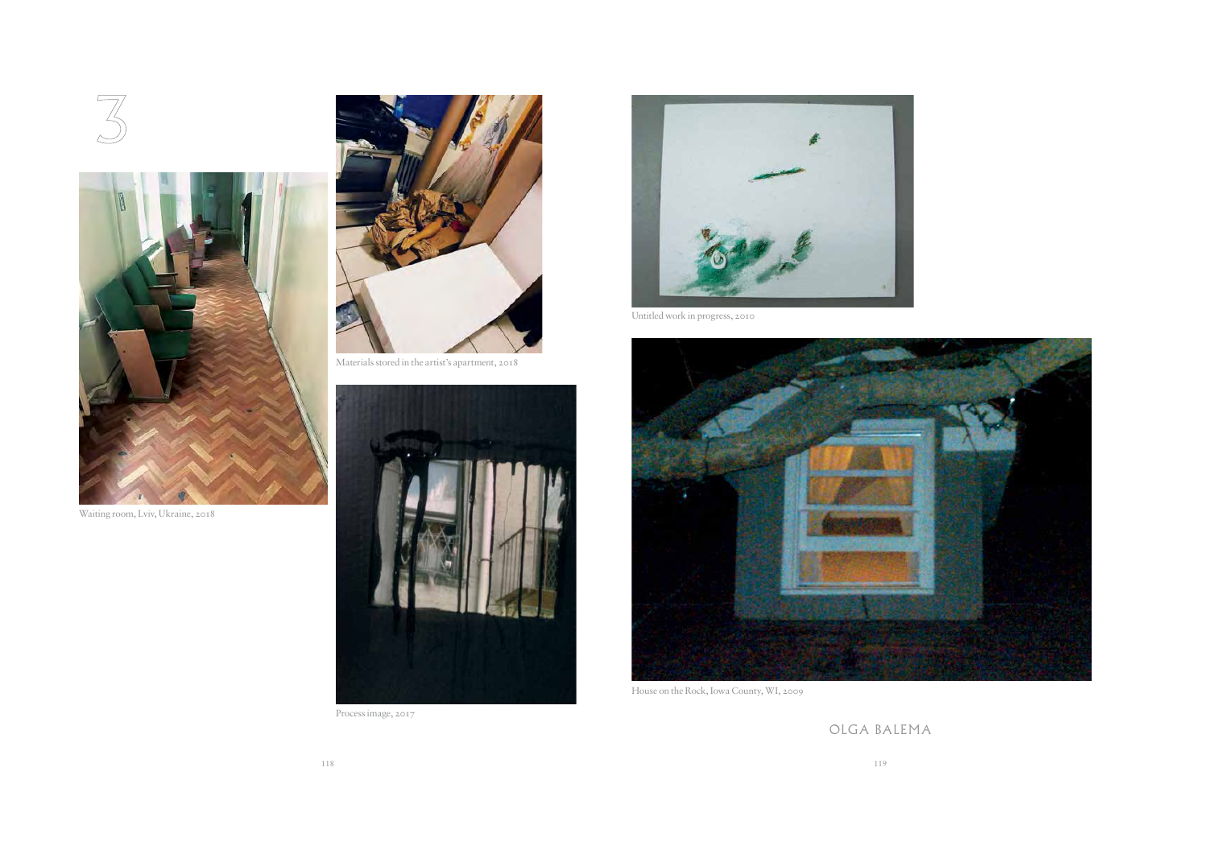3

Waiting room, Lviv, Ukraine, 2018

Materials stored in the artist's apartment, 2018

Process image, 2017

Untitled work in progress, 2010

House on the Rock, Iowa County, WI, 2009

OLGA BALEMA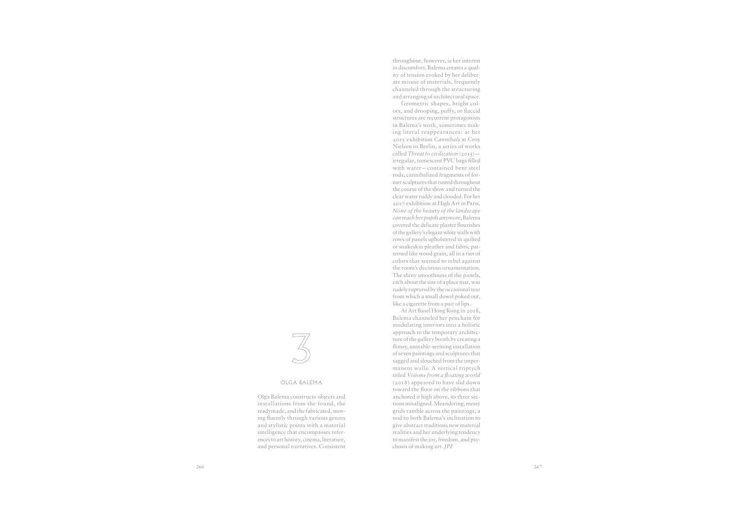# 3

## OLGA BALEMA

Olga Balema constructs objects and installations from the found, the readymade, and the fabricated, moving fluently through various genres and stylistic points with a material intelligence that encompasses references to art history, cinema, literature, and personal narratives. Consistent throughout, however, is her interest in discomfort. Balema creates a quality of tension evoked by her deliberate misuse of materials, frequently channeled through the structuring and arranging of architectural space.

Geometric shapes, bright colors, and drooping, puffy, or flaccid structures are recurrent protagonists in Balema's work, sometimes making literal reappearances: at her 2015 exhibition *Cannibals* at Croy Nielsen in Berlin, a series of works called *Threat to civilization* (2015)—irregular, tumescent PVC bags filled with water—contained bent steel rods, cannibalized fragments of former sculptures that rusted throughout the course of the show and turned the clear water ruddy and clouded. For her 2017 exhibition at High Art in Paris, *None of the beauty of the landscape can reach her pupils anymore*, Balema covered the delicate plaster flourishes of the gallery's elegant white walls with rows of panels upholstered in quilted or snakeskin pleather and fabric patterned like wood grain, all in a riot of colors that seemed to rebel against the room's decorous ornamentation. The shiny smoothness of the panels, each about the size of a place mat, was rudely ruptured by the occasional tear from which a small dowel poked out, like a cigarette from a pair of lips.

At Art Basel Hong Kong in 2018, Balema channeled her penchant for modulating interiors into a holistic approach to the temporary architecture of the gallery booth by creating a flimsy, unstable-seeming installation of seven paintings and sculptures that sagged and slouched from the impermanent walls. A vertical triptych titled *Visions from a floating world* (2018) appeared to have slid down toward the floor on the ribbons that anchored it high above, its three sections misaligned. Meandering, messy grids ramble across the paintings, a nod to both Balema's inclination to give abstract traditions new material realities and her underlying tendency to manifest the joy, freedom, and psychosis of making art. *JPF*